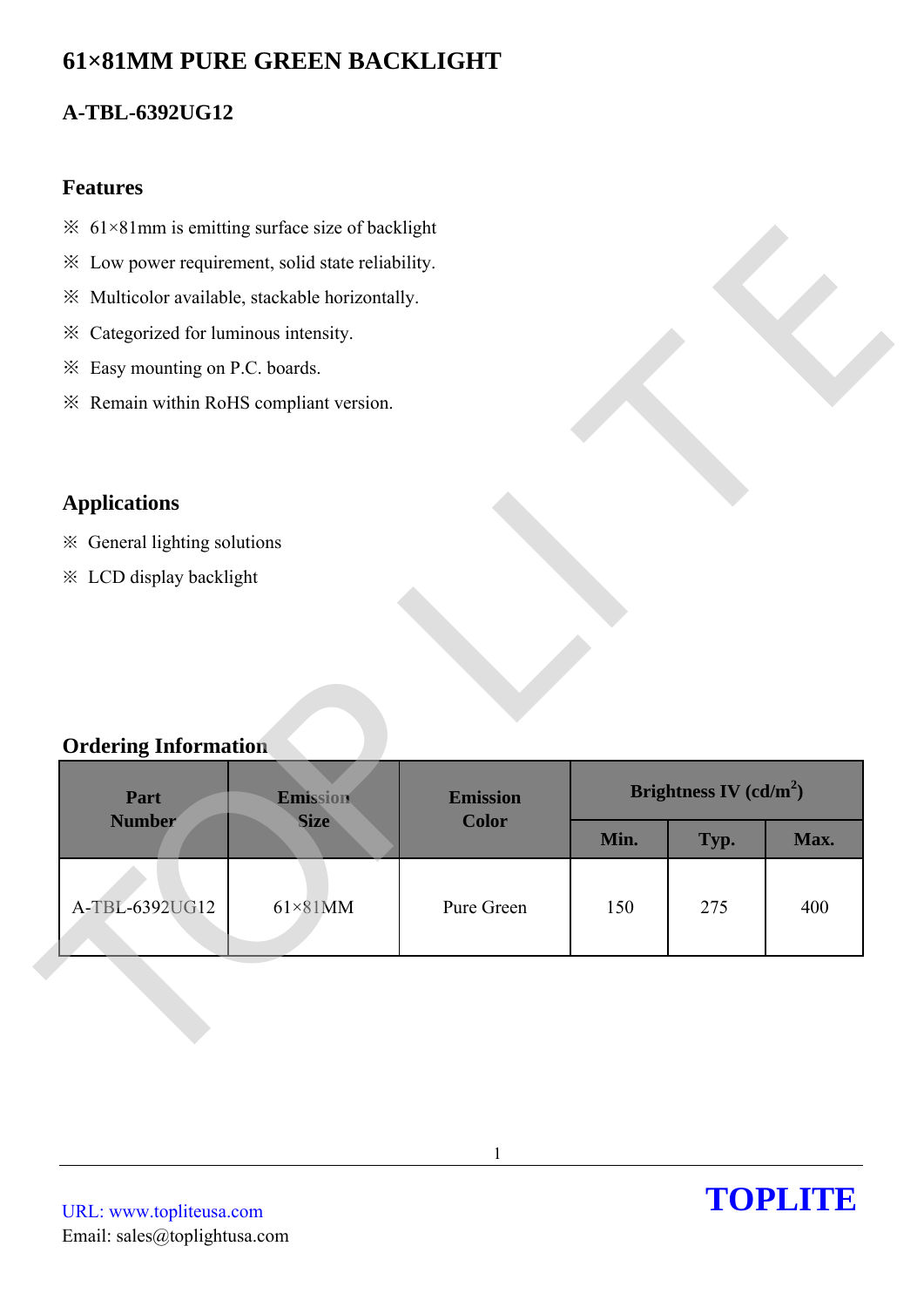# 61×81MM PURE GREEN BACKLIGHT

## A-TBL-6392UG12

### Features

※ 61×81mm is emitting surface size of backlight

※ Low power requirement, solid state reliability.

※ Multicolor available, stackable horizontally.

※ Categorized for luminous intensity.

※ Easy mounting on P.C. boards.

※ Remain within RoHS compliant version.

### Applications

※ General lighting solutions

※ LCD display backlight

### Ordering Information

| Part Number | Emission Size | Emission Color | Brightness IV ($cd/m^2$) | | |
|---|---|---|---|---|---|
| | | | Min. | Typ. | Max. |
| A-TBL-6392UG12 | 61×81MM | Pure Green | 150 | 275 | 400 |

URL: www.topliteusa.com

Email: sales@toplightusa.com

TOPLITE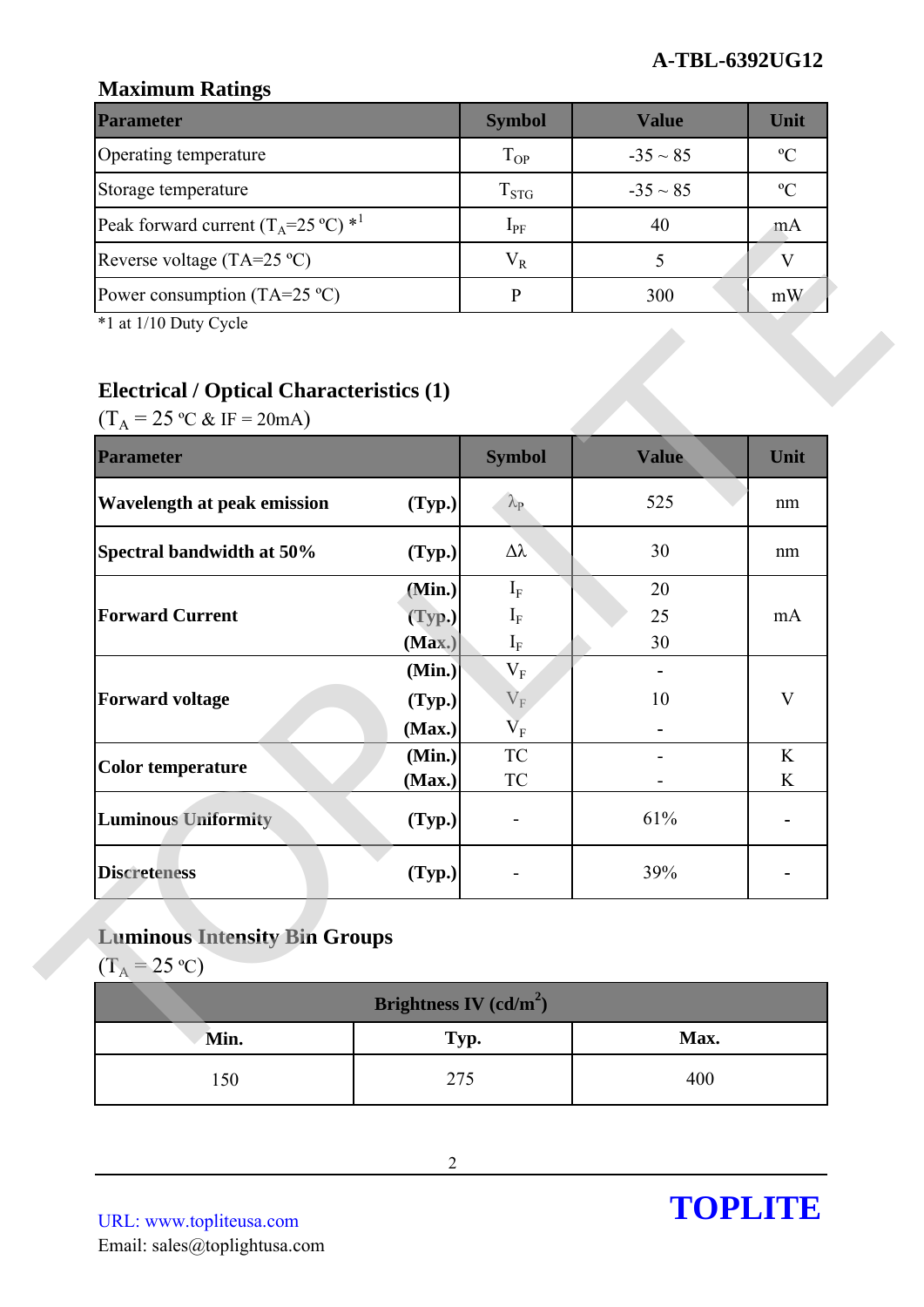## Maximum Ratings

| Parameter | Symbol | Value | Unit |
|---|---|---|---|
| Operating temperature | $T_{OP}$ | -35 ~ 85 | ºC |
| Storage temperature | $T_{STG}$ | -35 ~ 85 | ºC |
| Peak forward current ($T_A$=25 ºC) *1 | $I_{PF}$ | 40 | mA |
| Reverse voltage (TA=25 ºC) | $V_R$ | 5 | V |
| Power consumption (TA=25 ºC) | P | 300 | mW |

*1 at 1/10 Duty Cycle

## Electrical / Optical Characteristics (1)

($T_A$ = 25 ºC & IF = 20mA)

| Parameter | | Symbol | Value | Unit |
|---|---|---|---|---|
| **Wavelength at peak emission** | **(Typ.)** | $\lambda_P$ | 525 | nm |
| **Spectral bandwidth at 50%** | **(Typ.)** | $\Delta\lambda$ | 30 | nm |
| **Forward Current** | **(Min.)** | $I_F$ | 20 | mA |
| | **(Typ.)** | $I_F$ | 25 | |
| | **(Max.)** | $I_F$ | 30 | |
| **Forward voltage** | **(Min.)** | $V_F$ | - | V |
| | **(Typ.)** | $V_F$ | 10 | |
| | **(Max.)** | $V_F$ | - | |
| **Color temperature** | **(Min.)** | TC | - | K |
| | **(Max.)** | TC | - | K |
| **Luminous Uniformity** | **(Typ.)** | - | 61% | - |
| **Discreteness** | **(Typ.)** | - | 39% | - |

## Luminous Intensity Bin Groups

($T_A$ = 25 ºC)

| Brightness IV (cd/m²) | | |
|---|---|---|
| **Min.** | **Typ.** | **Max.** |
| 150 | 275 | 400 |

URL: www.topliteusa.com
Email: sales@toplightusa.com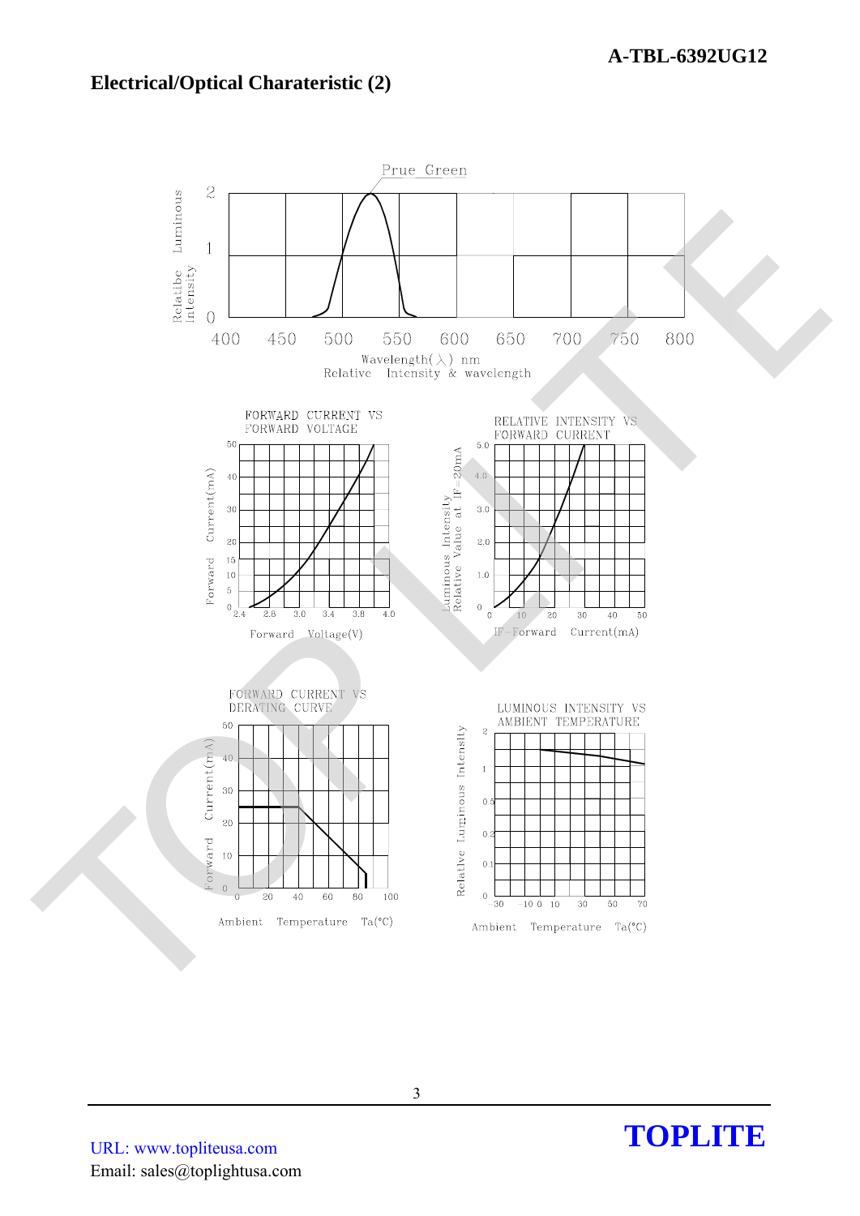## Electrical/Optical Charateristic (2)

Prue Green

Relatibe Luminous Intensity

Wavelength(λ) nm

Relative Intensity & wavelength

FORWARD CURRENT VS FORWARD VOLTAGE

Forward Current(mA)

Forward Voltage(V)

RELATIVE INTENSITY VS FORWARD CURRENT

Luminous Intensity Relative Value at IF=20mA

IF-Forward Current(mA)

FORWARD CURRENT VS DERATING CURVE

Forward Current(mA)

Ambient Temperature Ta(°C)

LUMINOUS INTENSITY VS AMBIENT TEMPERATURE

Relative Luminous Intensity

Ambient Temperature Ta(°C)

URL: www.topliteusa.com

Email: sales@toplightusa.com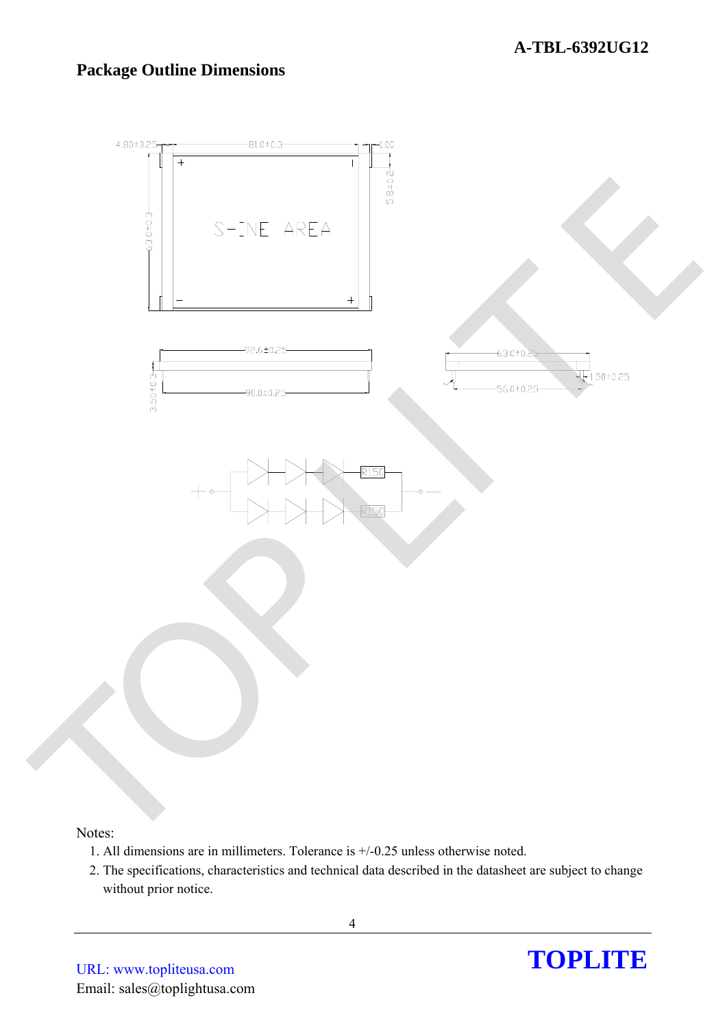## Package Outline Dimensions

Notes:

1. All dimensions are in millimeters. Tolerance is +/-0.25 unless otherwise noted.
2. The specifications, characteristics and technical data described in the datasheet are subject to change without prior notice.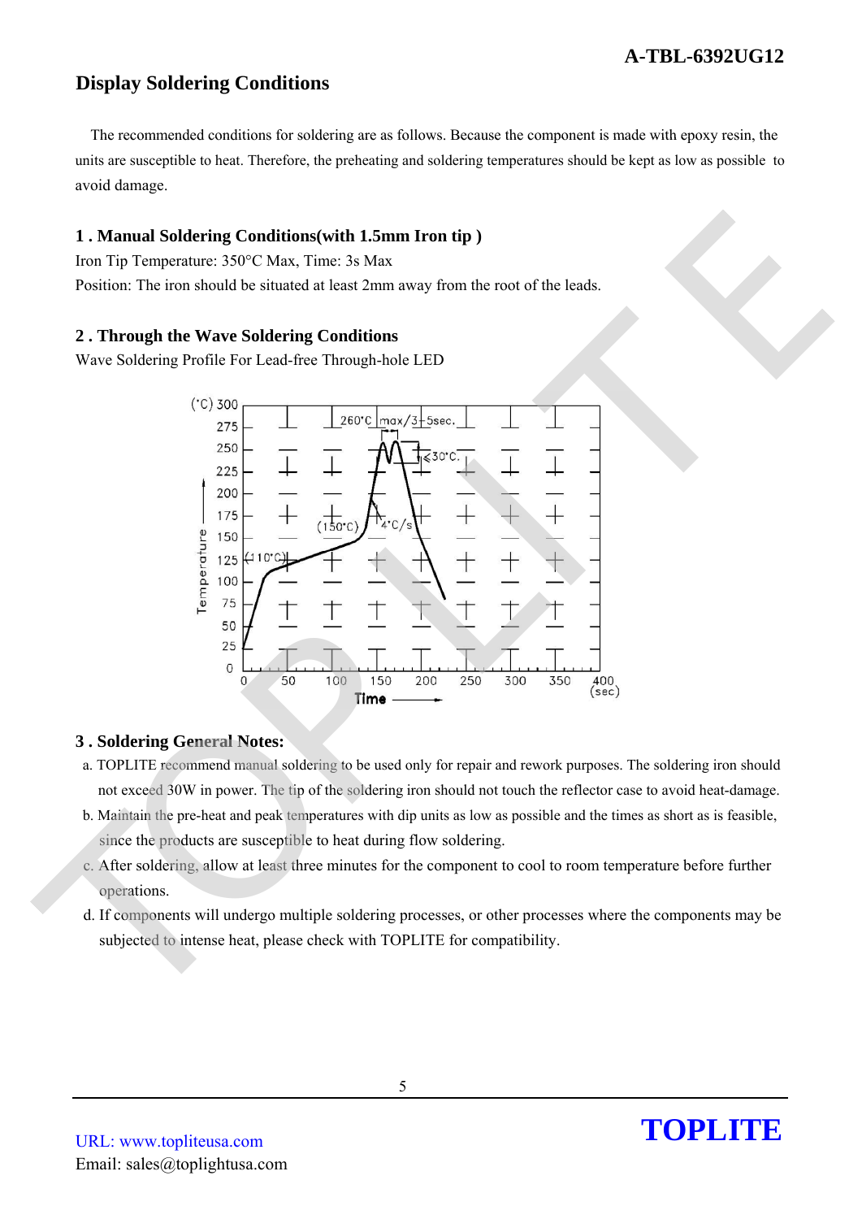## Display Soldering Conditions

The recommended conditions for soldering are as follows. Because the component is made with epoxy resin, the units are susceptible to heat. Therefore, the preheating and soldering temperatures should be kept as low as possible to avoid damage.

### 1 . Manual Soldering Conditions(with 1.5mm Iron tip )

Iron Tip Temperature: 350°C Max, Time: 3s Max

Position: The iron should be situated at least 2mm away from the root of the leads.

### 2 . Through the Wave Soldering Conditions

Wave Soldering Profile For Lead-free Through-hole LED

(°C) 300
275
250
225
200
175
150
125
100
75
50
25
0
Temperature
260°C max/3~5sec.
30°C.
4°C/s
(150°C)
110°C
0 50 100 150 200 250 300 350 400
(sec)
Time

### 3 . Soldering General Notes:

a. TOPLITE recommend manual soldering to be used only for repair and rework purposes. The soldering iron should not exceed 30W in power. The tip of the soldering iron should not touch the reflector case to avoid heat-damage.

b. Maintain the pre-heat and peak temperatures with dip units as low as possible and the times as short as is feasible, since the products are susceptible to heat during flow soldering.

c. After soldering, allow at least three minutes for the component to cool to room temperature before further operations.

d. If components will undergo multiple soldering processes, or other processes where the components may be subjected to intense heat, please check with TOPLITE for compatibility.

URL: www.topliteusa.com
Email: sales@toplightusa.com

**TOPLITE**